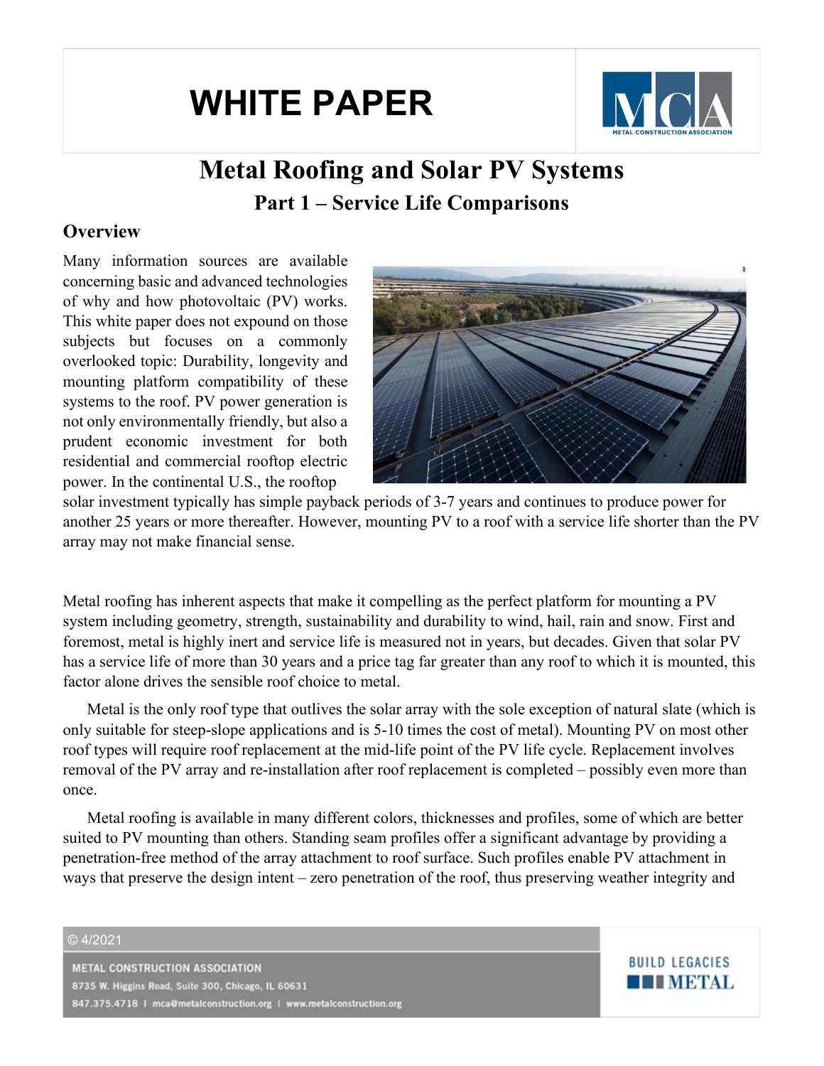# WHITE PAPER

## Metal Roofing and Solar PV Systems

### Part 1 – Service Life Comparisons

### Overview

Many information sources are available concerning basic and advanced technologies of why and how photovoltaic (PV) works. This white paper does not expound on those subjects but focuses on a commonly overlooked topic: Durability, longevity and mounting platform compatibility of these systems to the roof. PV power generation is not only environmentally friendly, but also a prudent economic investment for both residential and commercial rooftop electric power. In the continental U.S., the rooftop solar investment typically has simple payback periods of 3-7 years and continues to produce power for another 25 years or more thereafter. However, mounting PV to a roof with a service life shorter than the PV array may not make financial sense.

Metal roofing has inherent aspects that make it compelling as the perfect platform for mounting a PV system including geometry, strength, sustainability and durability to wind, hail, rain and snow. First and foremost, metal is highly inert and service life is measured not in years, but decades. Given that solar PV has a service life of more than 30 years and a price tag far greater than any roof to which it is mounted, this factor alone drives the sensible roof choice to metal.

Metal is the only roof type that outlives the solar array with the sole exception of natural slate (which is only suitable for steep-slope applications and is 5-10 times the cost of metal). Mounting PV on most other roof types will require roof replacement at the mid-life point of the PV life cycle. Replacement involves removal of the PV array and re-installation after roof replacement is completed – possibly even more than once.

Metal roofing is available in many different colors, thicknesses and profiles, some of which are better suited to PV mounting than others. Standing seam profiles offer a significant advantage by providing a penetration-free method of the array attachment to roof surface. Such profiles enable PV attachment in ways that preserve the design intent – zero penetration of the roof, thus preserving weather integrity and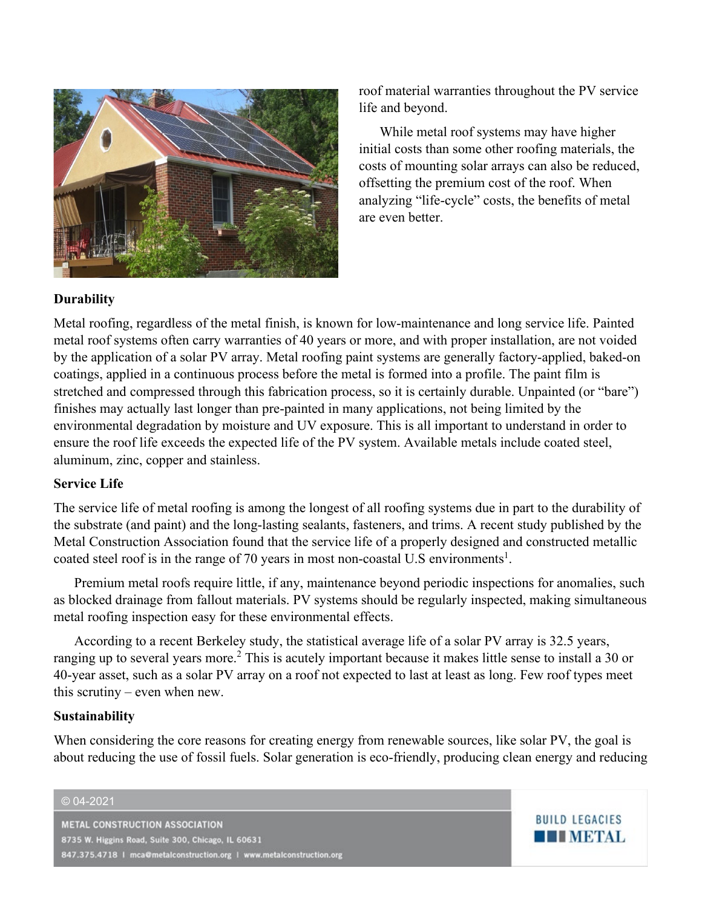roof material warranties throughout the PV service life and beyond.

While metal roof systems may have higher initial costs than some other roofing materials, the costs of mounting solar arrays can also be reduced, offsetting the premium cost of the roof. When analyzing "life-cycle" costs, the benefits of metal are even better.

**Durability**

Metal roofing, regardless of the metal finish, is known for low-maintenance and long service life. Painted metal roof systems often carry warranties of 40 years or more, and with proper installation, are not voided by the application of a solar PV array. Metal roofing paint systems are generally factory-applied, baked-on coatings, applied in a continuous process before the metal is formed into a profile. The paint film is stretched and compressed through this fabrication process, so it is certainly durable. Unpainted (or "bare") finishes may actually last longer than pre-painted in many applications, not being limited by the environmental degradation by moisture and UV exposure. This is all important to understand in order to ensure the roof life exceeds the expected life of the PV system. Available metals include coated steel, aluminum, zinc, copper and stainless.

**Service Life**

The service life of metal roofing is among the longest of all roofing systems due in part to the durability of the substrate (and paint) and the long-lasting sealants, fasteners, and trims. A recent study published by the Metal Construction Association found that the service life of a properly designed and constructed metallic coated steel roof is in the range of 70 years in most non-coastal U.S environments[1].

Premium metal roofs require little, if any, maintenance beyond periodic inspections for anomalies, such as blocked drainage from fallout materials. PV systems should be regularly inspected, making simultaneous metal roofing inspection easy for these environmental effects.

According to a recent Berkeley study, the statistical average life of a solar PV array is 32.5 years, ranging up to several years more.[2] This is acutely important because it makes little sense to install a 30 or 40-year asset, such as a solar PV array on a roof not expected to last at least as long. Few roof types meet this scrutiny – even when new.

**Sustainability**

When considering the core reasons for creating energy from renewable sources, like solar PV, the goal is about reducing the use of fossil fuels. Solar generation is eco-friendly, producing clean energy and reducing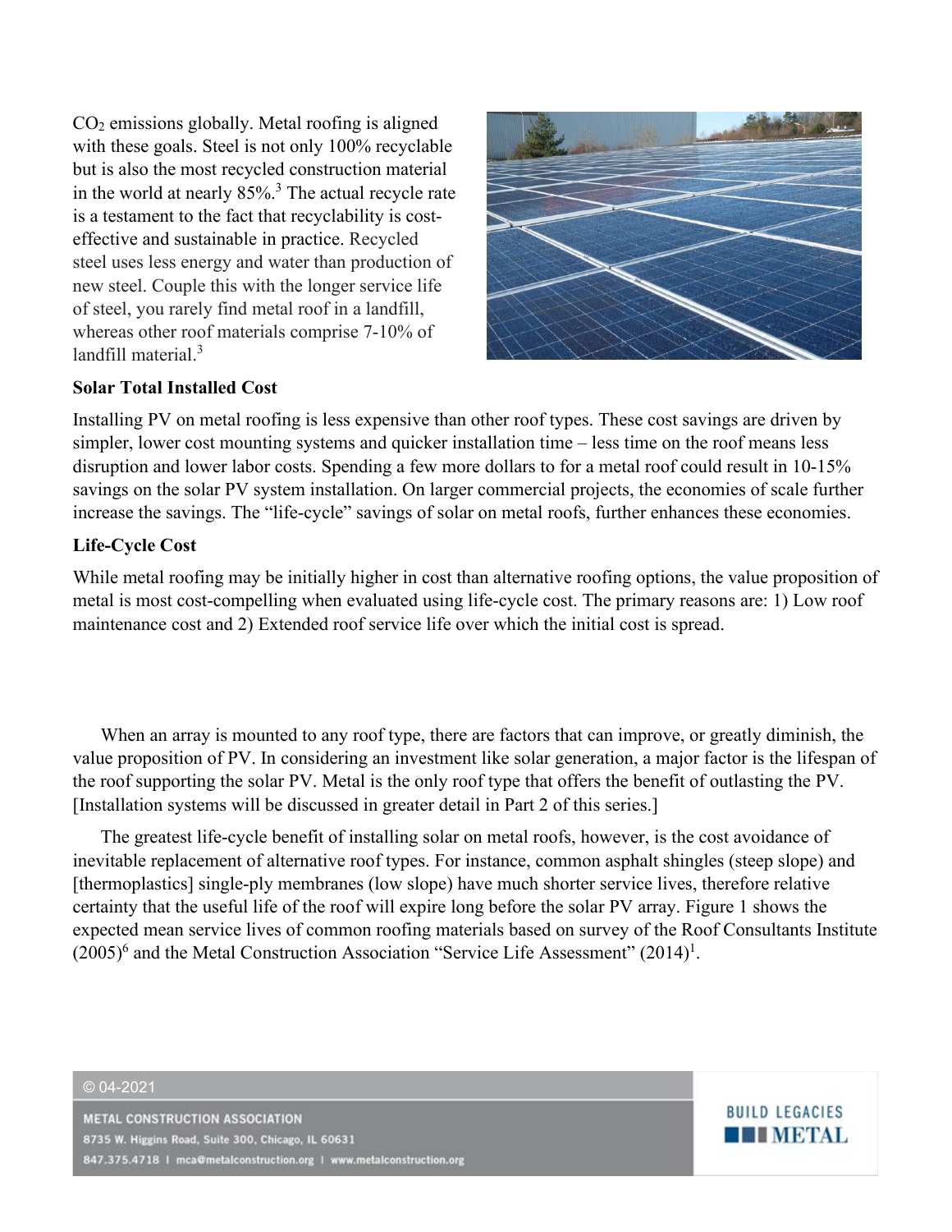$CO_2$ emissions globally. Metal roofing is aligned with these goals. Steel is not only 100% recyclable but is also the most recycled construction material in the world at nearly 85%.[3] The actual recycle rate is a testament to the fact that recyclability is cost-effective and sustainable in practice. Recycled steel uses less energy and water than production of new steel. Couple this with the longer service life of steel, you rarely find metal roof in a landfill, whereas other roof materials comprise 7-10% of landfill material.[3]

**Solar Total Installed Cost**

Installing PV on metal roofing is less expensive than other roof types. These cost savings are driven by simpler, lower cost mounting systems and quicker installation time – less time on the roof means less disruption and lower labor costs. Spending a few more dollars to for a metal roof could result in 10-15% savings on the solar PV system installation. On larger commercial projects, the economies of scale further increase the savings. The "life-cycle" savings of solar on metal roofs, further enhances these economies.

**Life-Cycle Cost**

While metal roofing may be initially higher in cost than alternative roofing options, the value proposition of metal is most cost-compelling when evaluated using life-cycle cost. The primary reasons are: 1) Low roof maintenance cost and 2) Extended roof service life over which the initial cost is spread.

When an array is mounted to any roof type, there are factors that can improve, or greatly diminish, the value proposition of PV. In considering an investment like solar generation, a major factor is the lifespan of the roof supporting the solar PV. Metal is the only roof type that offers the benefit of outlasting the PV. [Installation systems will be discussed in greater detail in Part 2 of this series.]

The greatest life-cycle benefit of installing solar on metal roofs, however, is the cost avoidance of inevitable replacement of alternative roof types. For instance, common asphalt shingles (steep slope) and [thermoplastics] single-ply membranes (low slope) have much shorter service lives, therefore relative certainty that the useful life of the roof will expire long before the solar PV array. Figure 1 shows the expected mean service lives of common roofing materials based on survey of the Roof Consultants Institute (2005)[6] and the Metal Construction Association "Service Life Assessment" (2014)[1].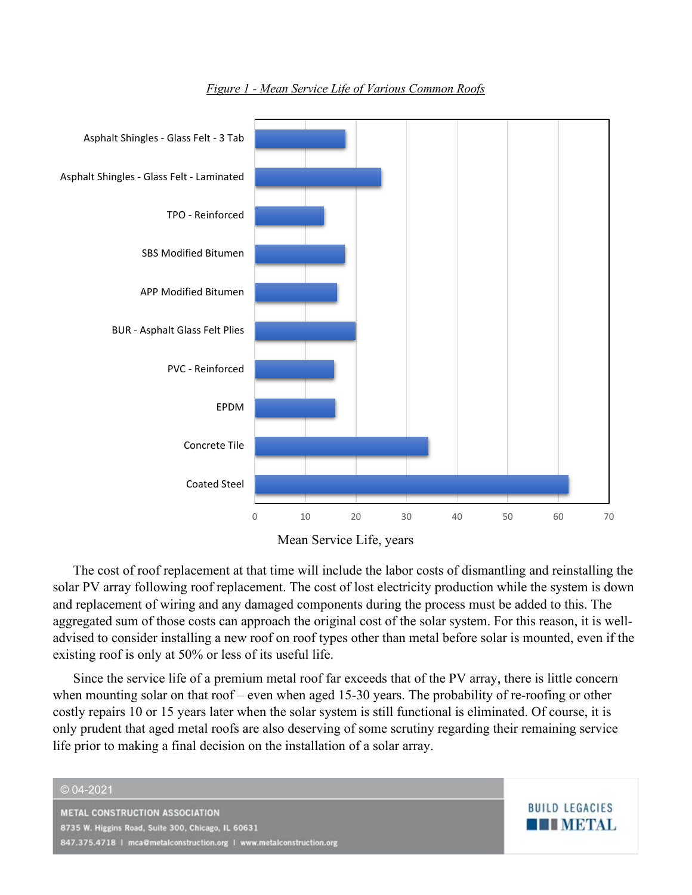*Figure 1 - Mean Service Life of Various Common Roofs*

Mean Service Life, years

The cost of roof replacement at that time will include the labor costs of dismantling and reinstalling the solar PV array following roof replacement. The cost of lost electricity production while the system is down and replacement of wiring and any damaged components during the process must be added to this. The aggregated sum of those costs can approach the original cost of the solar system. For this reason, it is well-advised to consider installing a new roof on roof types other than metal before solar is mounted, even if the existing roof is only at 50% or less of its useful life.

Since the service life of a premium metal roof far exceeds that of the PV array, there is little concern when mounting solar on that roof – even when aged 15-30 years. The probability of re-roofing or other costly repairs 10 or 15 years later when the solar system is still functional is eliminated. Of course, it is only prudent that aged metal roofs are also deserving of some scrutiny regarding their remaining service life prior to making a final decision on the installation of a solar array.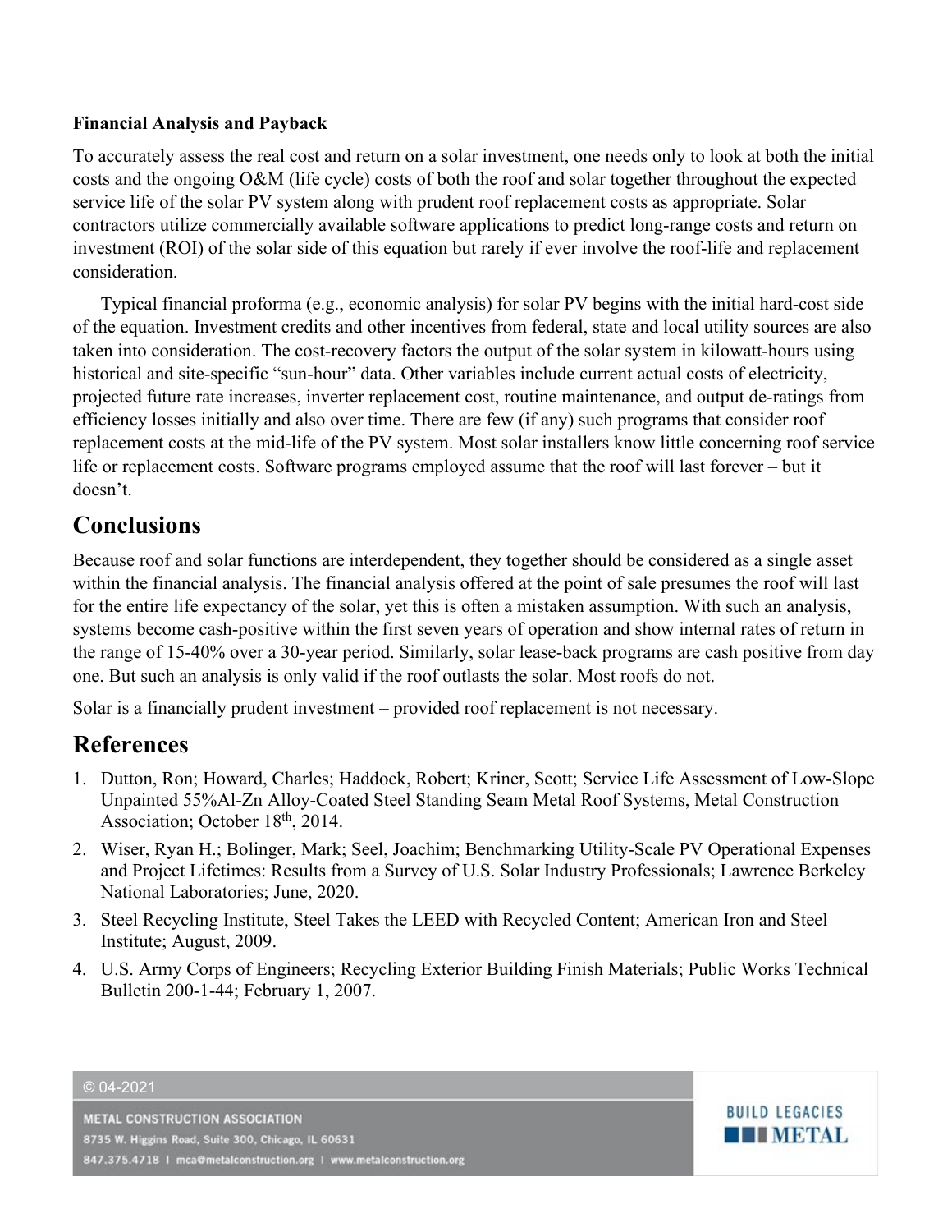**Financial Analysis and Payback**

To accurately assess the real cost and return on a solar investment, one needs only to look at both the initial costs and the ongoing O&M (life cycle) costs of both the roof and solar together throughout the expected service life of the solar PV system along with prudent roof replacement costs as appropriate. Solar contractors utilize commercially available software applications to predict long-range costs and return on investment (ROI) of the solar side of this equation but rarely if ever involve the roof-life and replacement consideration.

Typical financial proforma (e.g., economic analysis) for solar PV begins with the initial hard-cost side of the equation. Investment credits and other incentives from federal, state and local utility sources are also taken into consideration. The cost-recovery factors the output of the solar system in kilowatt-hours using historical and site-specific "sun-hour" data. Other variables include current actual costs of electricity, projected future rate increases, inverter replacement cost, routine maintenance, and output de-ratings from efficiency losses initially and also over time. There are few (if any) such programs that consider roof replacement costs at the mid-life of the PV system. Most solar installers know little concerning roof service life or replacement costs. Software programs employed assume that the roof will last forever – but it doesn't.

## Conclusions

Because roof and solar functions are interdependent, they together should be considered as a single asset within the financial analysis. The financial analysis offered at the point of sale presumes the roof will last for the entire life expectancy of the solar, yet this is often a mistaken assumption. With such an analysis, systems become cash-positive within the first seven years of operation and show internal rates of return in the range of 15-40% over a 30-year period. Similarly, solar lease-back programs are cash positive from day one. But such an analysis is only valid if the roof outlasts the solar. Most roofs do not.

Solar is a financially prudent investment – provided roof replacement is not necessary.

## References

1. Dutton, Ron; Howard, Charles; Haddock, Robert; Kriner, Scott; Service Life Assessment of Low-Slope Unpainted 55%Al-Zn Alloy-Coated Steel Standing Seam Metal Roof Systems, Metal Construction Association; October 18th, 2014.
2. Wiser, Ryan H.; Bolinger, Mark; Seel, Joachim; Benchmarking Utility-Scale PV Operational Expenses and Project Lifetimes: Results from a Survey of U.S. Solar Industry Professionals; Lawrence Berkeley National Laboratories; June, 2020.
3. Steel Recycling Institute, Steel Takes the LEED with Recycled Content; American Iron and Steel Institute; August, 2009.
4. U.S. Army Corps of Engineers; Recycling Exterior Building Finish Materials; Public Works Technical Bulletin 200-1-44; February 1, 2007.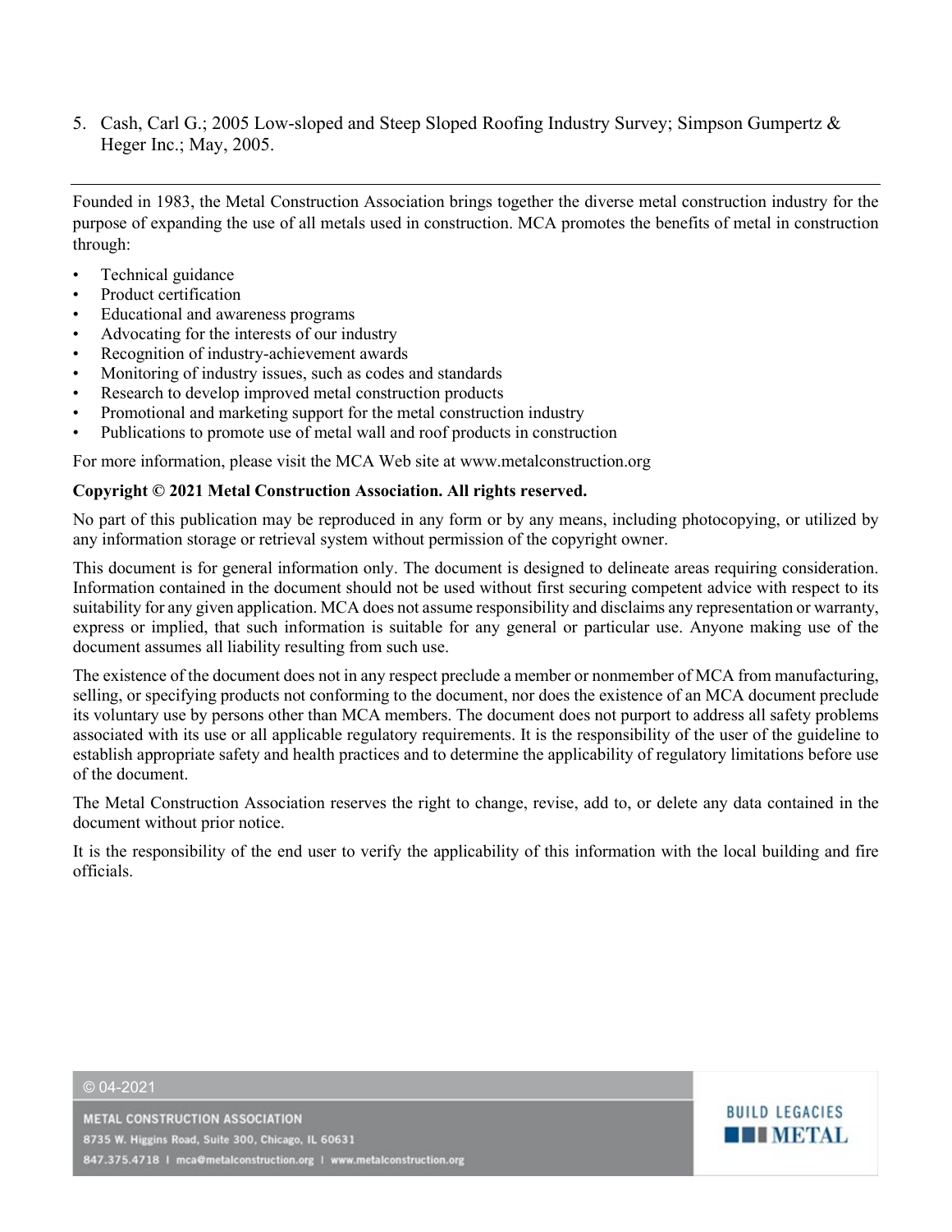5. Cash, Carl G.; 2005 Low-sloped and Steep Sloped Roofing Industry Survey; Simpson Gumpertz & Heger Inc.; May, 2005.

---

Founded in 1983, the Metal Construction Association brings together the diverse metal construction industry for the purpose of expanding the use of all metals used in construction. MCA promotes the benefits of metal in construction through:

- Technical guidance
- Product certification
- Educational and awareness programs
- Advocating for the interests of our industry
- Recognition of industry-achievement awards
- Monitoring of industry issues, such as codes and standards
- Research to develop improved metal construction products
- Promotional and marketing support for the metal construction industry
- Publications to promote use of metal wall and roof products in construction

For more information, please visit the MCA Web site at www.metalconstruction.org

**Copyright © 2021 Metal Construction Association. All rights reserved.**

No part of this publication may be reproduced in any form or by any means, including photocopying, or utilized by any information storage or retrieval system without permission of the copyright owner.

This document is for general information only. The document is designed to delineate areas requiring consideration. Information contained in the document should not be used without first securing competent advice with respect to its suitability for any given application. MCA does not assume responsibility and disclaims any representation or warranty, express or implied, that such information is suitable for any general or particular use. Anyone making use of the document assumes all liability resulting from such use.

The existence of the document does not in any respect preclude a member or nonmember of MCA from manufacturing, selling, or specifying products not conforming to the document, nor does the existence of an MCA document preclude its voluntary use by persons other than MCA members. The document does not purport to address all safety problems associated with its use or all applicable regulatory requirements. It is the responsibility of the user of the guideline to establish appropriate safety and health practices and to determine the applicability of regulatory limitations before use of the document.

The Metal Construction Association reserves the right to change, revise, add to, or delete any data contained in the document without prior notice.

It is the responsibility of the end user to verify the applicability of this information with the local building and fire officials.

© 04-2021

METAL CONSTRUCTION ASSOCIATION
8735 W. Higgins Road, Suite 300, Chicago, IL 60631
847.375.4718 | mca@metalconstruction.org | www.metalconstruction.org

BUILD LEGACIES
METAL